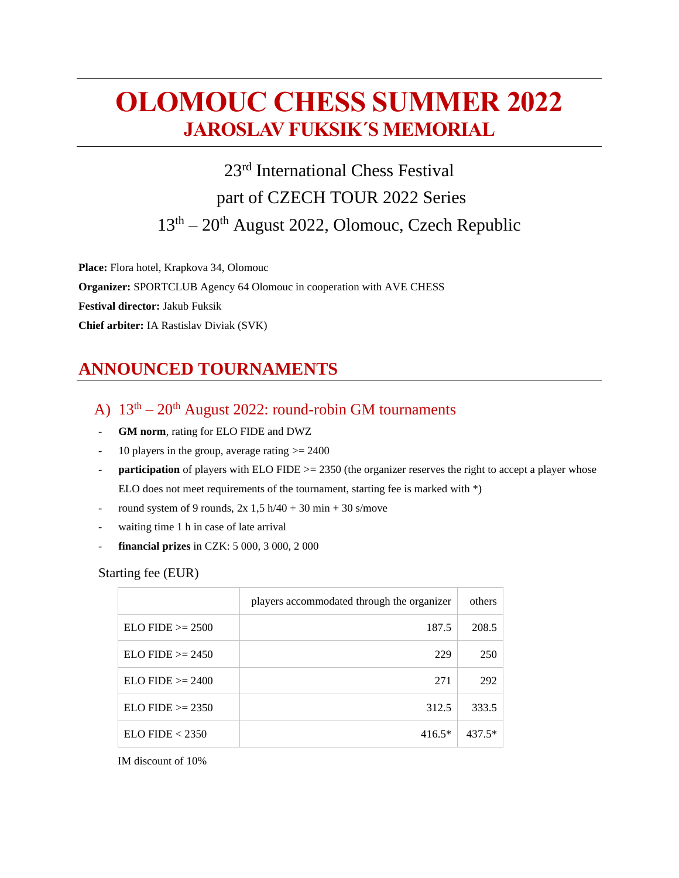# OLOMOUC CHESS SUMMER 2022

## JAROSLAV FUKSIK´S MEMORIAL

23rd International Chess Festival

part of CZECH TOUR 2022 Series

13th – 20th August 2022, Olomouc, Czech Republic

**Place:** Flora hotel, Krapkova 34, Olomouc

**Organizer:** SPORTCLUB Agency 64 Olomouc in cooperation with AVE CHESS

**Festival director:** Jakub Fuksik

**Chief arbiter:** IA Rastislav Diviak (SVK)

## ANNOUNCED TOURNAMENTS

### A) 13th – 20th August 2022: round-robin GM tournaments

- **GM norm**, rating for ELO FIDE and DWZ
- 10 players in the group, average rating >= 2400
- **participation** of players with ELO FIDE >= 2350 (the organizer reserves the right to accept a player whose ELO does not meet requirements of the tournament, starting fee is marked with *)
- round system of 9 rounds, 2x 1,5 h/40 + 30 min + 30 s/move
- waiting time 1 h in case of late arrival
- **financial prizes** in CZK: 5 000, 3 000, 2 000

Starting fee (EUR)

| | players accommodated through the organizer | others |
|---|---|---|
| ELO FIDE >= 2500 | 187.5 | 208.5 |
| ELO FIDE >= 2450 | 229 | 250 |
| ELO FIDE >= 2400 | 271 | 292 |
| ELO FIDE >= 2350 | 312.5 | 333.5 |
| ELO FIDE < 2350 | 416.5* | 437.5* |

IM discount of 10%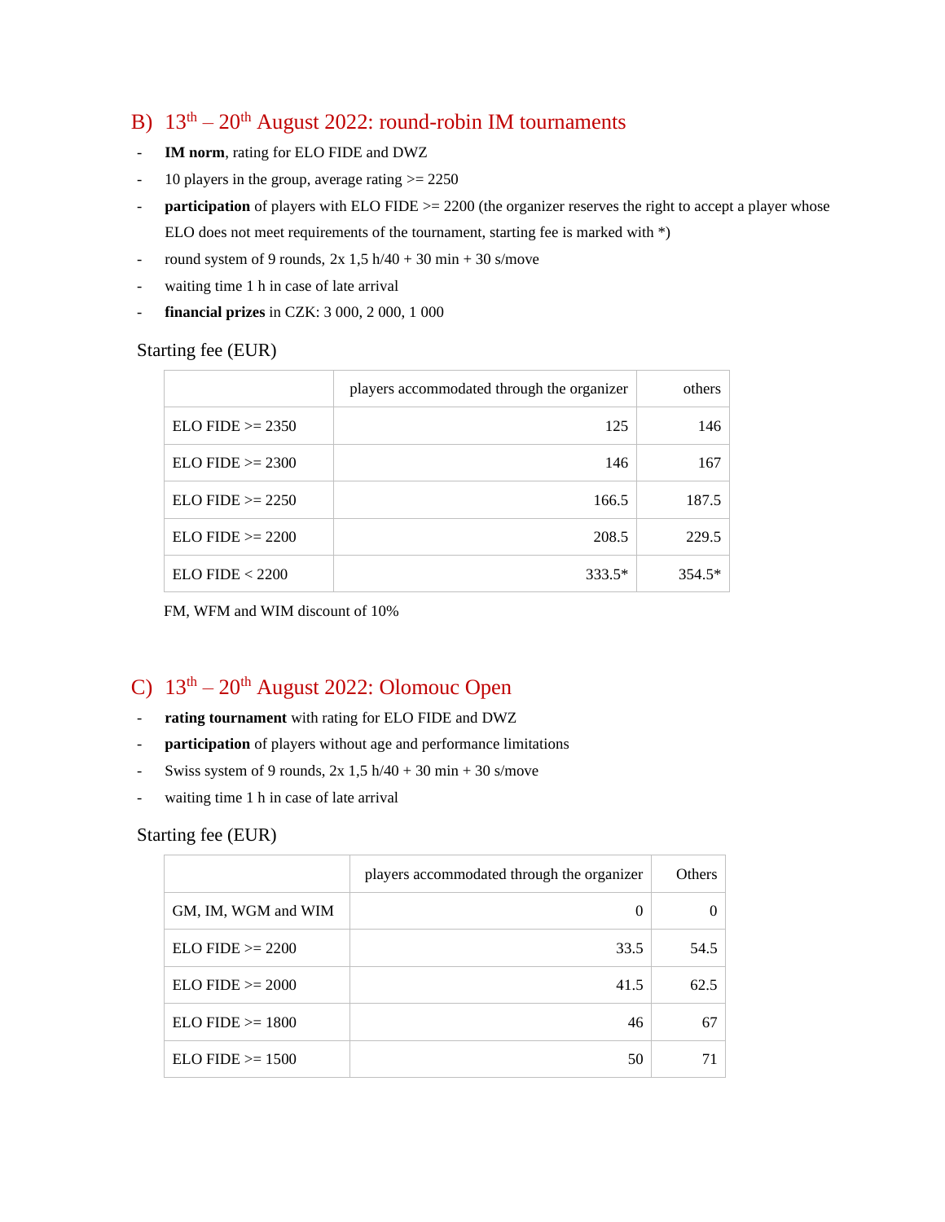## B) $13^{th}$ – $20^{th}$ August 2022: round-robin IM tournaments

- **IM norm**, rating for ELO FIDE and DWZ
- 10 players in the group, average rating >= 2250
- **participation** of players with ELO FIDE >= 2200 (the organizer reserves the right to accept a player whose ELO does not meet requirements of the tournament, starting fee is marked with *)
- round system of 9 rounds, 2x 1,5 h/40 + 30 min + 30 s/move
- waiting time 1 h in case of late arrival
- **financial prizes** in CZK: 3 000, 2 000, 1 000

Starting fee (EUR)

| | players accommodated through the organizer | others |
|---|---:|---:|
| ELO FIDE >= 2350 | 125 | 146 |
| ELO FIDE >= 2300 | 146 | 167 |
| ELO FIDE >= 2250 | 166.5 | 187.5 |
| ELO FIDE >= 2200 | 208.5 | 229.5 |
| ELO FIDE < 2200 | 333.5* | 354.5* |

FM, WFM and WIM discount of 10%

## C) $13^{th}$ – $20^{th}$ August 2022: Olomouc Open

- **rating tournament** with rating for ELO FIDE and DWZ
- **participation** of players without age and performance limitations
- Swiss system of 9 rounds, 2x 1,5 h/40 + 30 min + 30 s/move
- waiting time 1 h in case of late arrival

Starting fee (EUR)

| | players accommodated through the organizer | Others |
|---|---:|---:|
| GM, IM, WGM and WIM | 0 | 0 |
| ELO FIDE >= 2200 | 33.5 | 54.5 |
| ELO FIDE >= 2000 | 41.5 | 62.5 |
| ELO FIDE >= 1800 | 46 | 67 |
| ELO FIDE >= 1500 | 50 | 71 |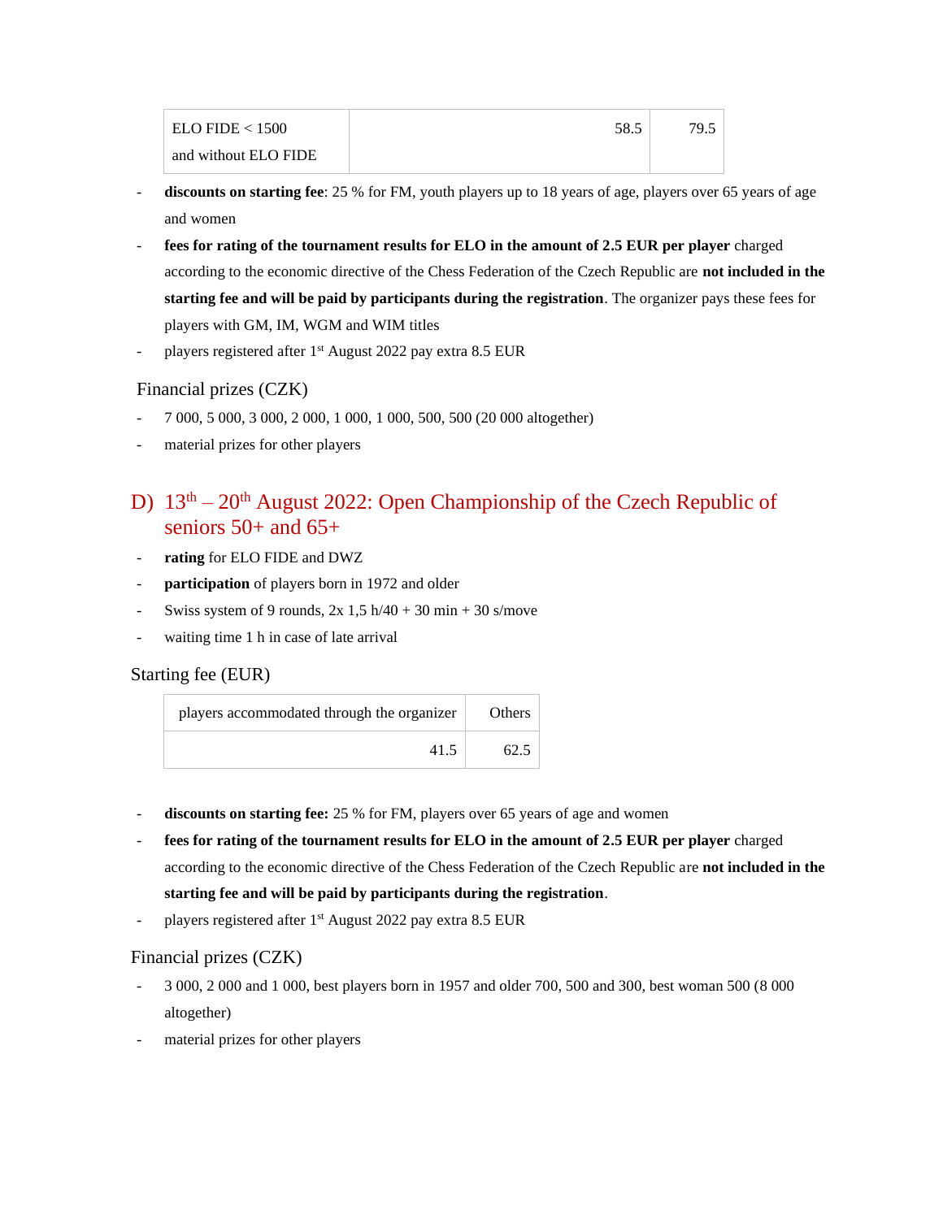| ELO FIDE < 1500 and without ELO FIDE | 58.5 | 79.5 |
|---|---|---|

- **discounts on starting fee**: 25 % for FM, youth players up to 18 years of age, players over 65 years of age and women
- **fees for rating of the tournament results for ELO in the amount of 2.5 EUR per player** charged according to the economic directive of the Chess Federation of the Czech Republic are **not included in the starting fee and will be paid by participants during the registration**. The organizer pays these fees for players with GM, IM, WGM and WIM titles
- players registered after 1st August 2022 pay extra 8.5 EUR

### Financial prizes (CZK)

- 7 000, 5 000, 3 000, 2 000, 1 000, 1 000, 500, 500 (20 000 altogether)
- material prizes for other players

## D) 13th – 20th August 2022: Open Championship of the Czech Republic of seniors 50+ and 65+

- **rating** for ELO FIDE and DWZ
- **participation** of players born in 1972 and older
- Swiss system of 9 rounds, 2x 1,5 h/40 + 30 min + 30 s/move
- waiting time 1 h in case of late arrival

### Starting fee (EUR)

| players accommodated through the organizer | Others |
|---|---|
| 41.5 | 62.5 |

- **discounts on starting fee:** 25 % for FM, players over 65 years of age and women
- **fees for rating of the tournament results for ELO in the amount of 2.5 EUR per player** charged according to the economic directive of the Chess Federation of the Czech Republic are **not included in the starting fee and will be paid by participants during the registration**.
- players registered after 1st August 2022 pay extra 8.5 EUR

### Financial prizes (CZK)

- 3 000, 2 000 and 1 000, best players born in 1957 and older 700, 500 and 300, best woman 500 (8 000 altogether)
- material prizes for other players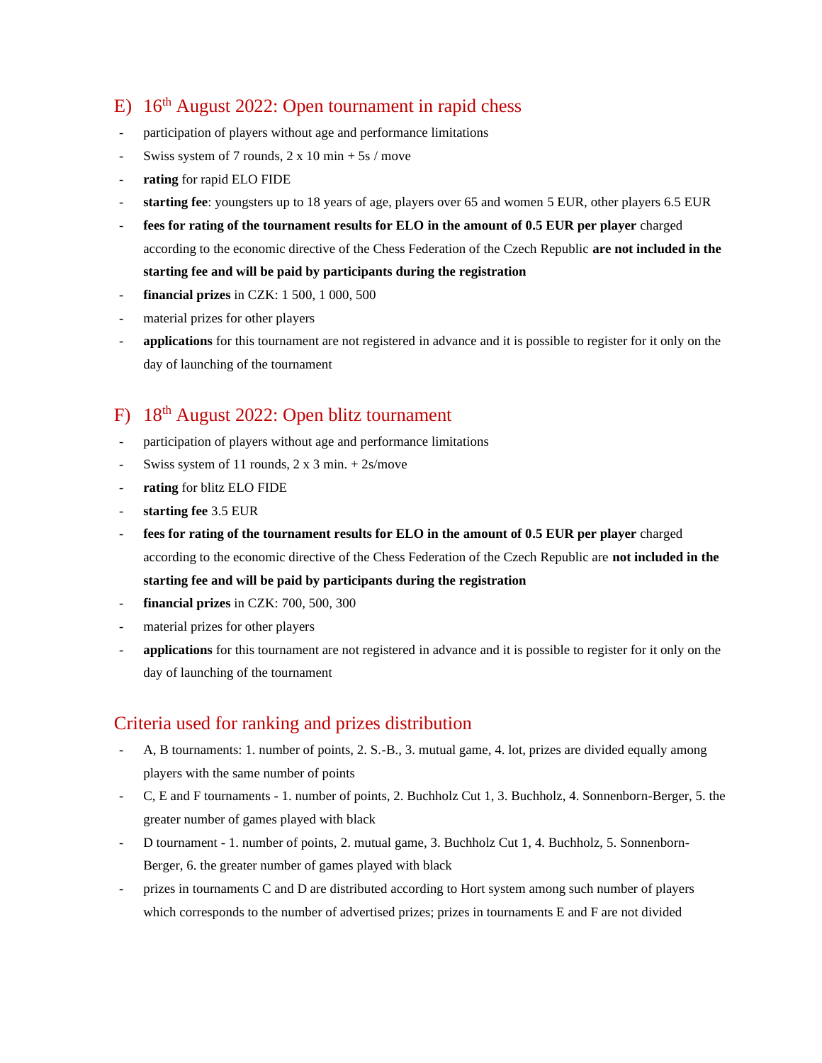## E) 16th August 2022: Open tournament in rapid chess

- participation of players without age and performance limitations
- Swiss system of 7 rounds, 2 x 10 min + 5s / move
- **rating** for rapid ELO FIDE
- **starting fee**: youngsters up to 18 years of age, players over 65 and women 5 EUR, other players 6.5 EUR
- **fees for rating of the tournament results for ELO in the amount of 0.5 EUR per player** charged according to the economic directive of the Chess Federation of the Czech Republic **are not included in the starting fee and will be paid by participants during the registration**
- **financial prizes** in CZK: 1 500, 1 000, 500
- material prizes for other players
- **applications** for this tournament are not registered in advance and it is possible to register for it only on the day of launching of the tournament

## F) 18th August 2022: Open blitz tournament

- participation of players without age and performance limitations
- Swiss system of 11 rounds, 2 x 3 min. + 2s/move
- **rating** for blitz ELO FIDE
- **starting fee** 3.5 EUR
- **fees for rating of the tournament results for ELO in the amount of 0.5 EUR per player** charged according to the economic directive of the Chess Federation of the Czech Republic are **not included in the starting fee and will be paid by participants during the registration**
- **financial prizes** in CZK: 700, 500, 300
- material prizes for other players
- **applications** for this tournament are not registered in advance and it is possible to register for it only on the day of launching of the tournament

## Criteria used for ranking and prizes distribution

- A, B tournaments: 1. number of points, 2. S.-B., 3. mutual game, 4. lot, prizes are divided equally among players with the same number of points
- C, E and F tournaments - 1. number of points, 2. Buchholz Cut 1, 3. Buchholz, 4. Sonnenborn-Berger, 5. the greater number of games played with black
- D tournament - 1. number of points, 2. mutual game, 3. Buchholz Cut 1, 4. Buchholz, 5. Sonnenborn-Berger, 6. the greater number of games played with black
- prizes in tournaments C and D are distributed according to Hort system among such number of players which corresponds to the number of advertised prizes; prizes in tournaments E and F are not divided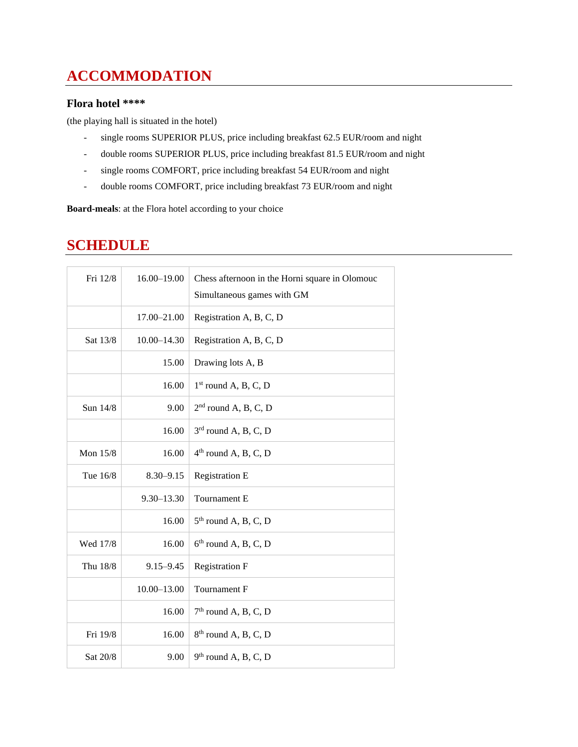## ACCOMMODATION

### Flora hotel ****

(the playing hall is situated in the hotel)

- single rooms SUPERIOR PLUS, price including breakfast 62.5 EUR/room and night
- double rooms SUPERIOR PLUS, price including breakfast 81.5 EUR/room and night
- single rooms COMFORT, price including breakfast 54 EUR/room and night
- double rooms COMFORT, price including breakfast 73 EUR/room and night

**Board-meals**: at the Flora hotel according to your choice

## SCHEDULE

| | | |
|---|---|---|
| Fri 12/8 | 16.00–19.00 | Chess afternoon in the Horni square in Olomouc<br>Simultaneous games with GM |
| | 17.00–21.00 | Registration A, B, C, D |
| Sat 13/8 | 10.00–14.30 | Registration A, B, C, D |
| | 15.00 | Drawing lots A, B |
| | 16.00 | 1st round A, B, C, D |
| Sun 14/8 | 9.00 | 2nd round A, B, C, D |
| | 16.00 | 3rd round A, B, C, D |
| Mon 15/8 | 16.00 | 4th round A, B, C, D |
| Tue 16/8 | 8.30–9.15 | Registration E |
| | 9.30–13.30 | Tournament E |
| | 16.00 | 5th round A, B, C, D |
| Wed 17/8 | 16.00 | 6th round A, B, C, D |
| Thu 18/8 | 9.15–9.45 | Registration F |
| | 10.00–13.00 | Tournament F |
| | 16.00 | 7th round A, B, C, D |
| Fri 19/8 | 16.00 | 8th round A, B, C, D |
| Sat 20/8 | 9.00 | 9th round A, B, C, D |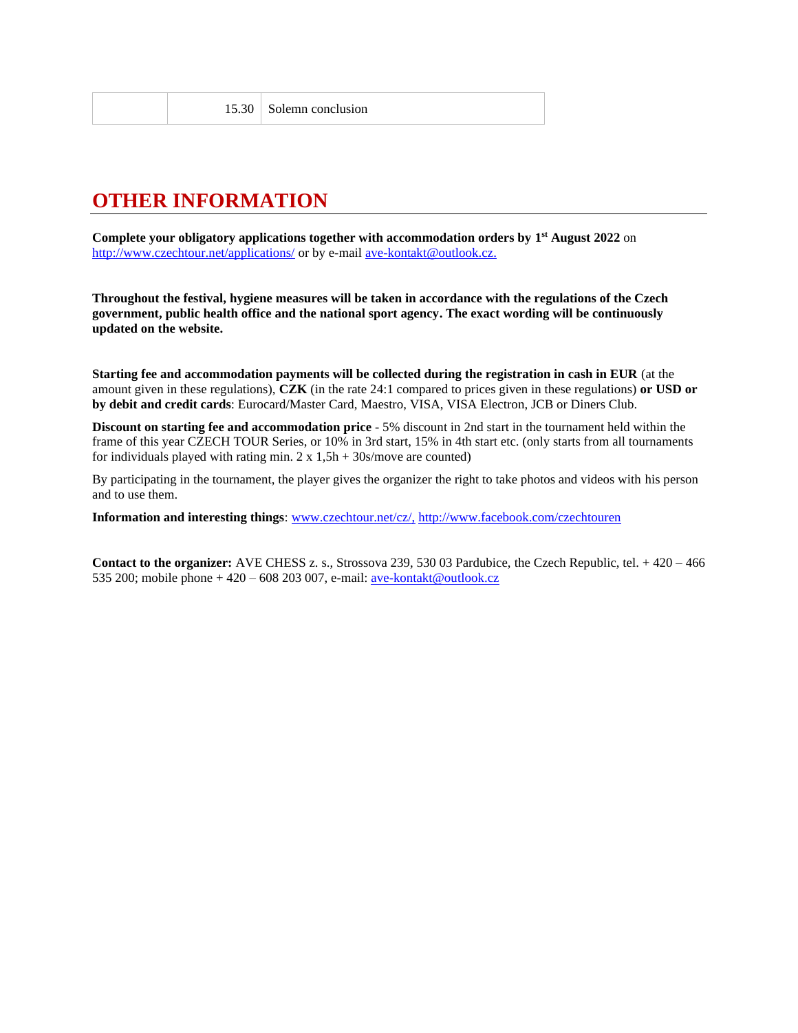| | | |
|---|---|---|
| | 15.30 | Solemn conclusion |

# OTHER INFORMATION

**Complete your obligatory applications together with accommodation orders by 1st August 2022** on http://www.czechtour.net/applications/ or by e-mail ave-kontakt@outlook.cz.

**Throughout the festival, hygiene measures will be taken in accordance with the regulations of the Czech government, public health office and the national sport agency. The exact wording will be continuously updated on the website.**

**Starting fee and accommodation payments will be collected during the registration in cash in EUR** (at the amount given in these regulations), **CZK** (in the rate 24:1 compared to prices given in these regulations) **or USD or by debit and credit cards**: Eurocard/Master Card, Maestro, VISA, VISA Electron, JCB or Diners Club.

**Discount on starting fee and accommodation price** - 5% discount in 2nd start in the tournament held within the frame of this year CZECH TOUR Series, or 10% in 3rd start, 15% in 4th start etc. (only starts from all tournaments for individuals played with rating min. 2 x 1,5h + 30s/move are counted)

By participating in the tournament, the player gives the organizer the right to take photos and videos with his person and to use them.

**Information and interesting things**: www.czechtour.net/cz/, http://www.facebook.com/czechtouren

**Contact to the organizer:** AVE CHESS z. s., Strossova 239, 530 03 Pardubice, the Czech Republic, tel. + 420 – 466 535 200; mobile phone + 420 – 608 203 007, e-mail: ave-kontakt@outlook.cz